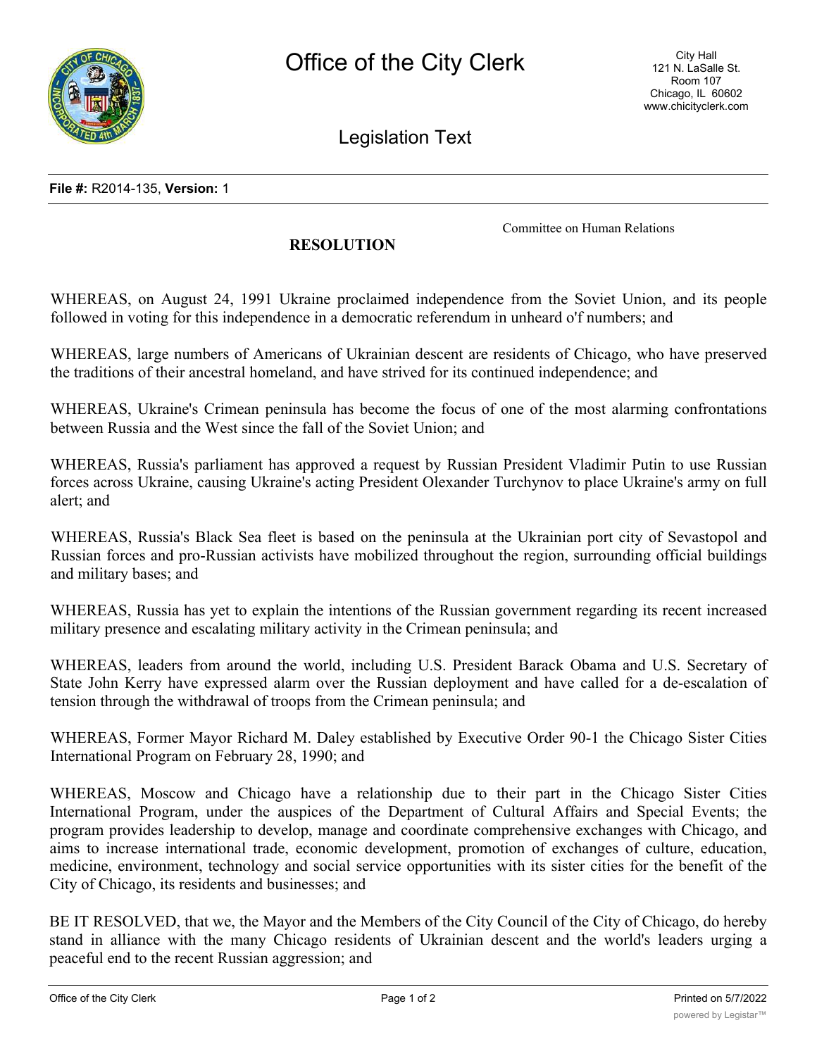**File #:** R2014-135, **Version:** 1

Committee on Human Relations

**RESOLUTION**

WHEREAS, on August 24, 1991 Ukraine proclaimed independence from the Soviet Union, and its people followed in voting for this independence in a democratic referendum in unheard o'f numbers; and

WHEREAS, large numbers of Americans of Ukrainian descent are residents of Chicago, who have preserved the traditions of their ancestral homeland, and have strived for its continued independence; and

WHEREAS, Ukraine's Crimean peninsula has become the focus of one of the most alarming confrontations between Russia and the West since the fall of the Soviet Union; and

WHEREAS, Russia's parliament has approved a request by Russian President Vladimir Putin to use Russian forces across Ukraine, causing Ukraine's acting President Olexander Turchynov to place Ukraine's army on full alert; and

WHEREAS, Russia's Black Sea fleet is based on the peninsula at the Ukrainian port city of Sevastopol and Russian forces and pro-Russian activists have mobilized throughout the region, surrounding official buildings and military bases; and

WHEREAS, Russia has yet to explain the intentions of the Russian government regarding its recent increased military presence and escalating military activity in the Crimean peninsula; and

WHEREAS, leaders from around the world, including U.S. President Barack Obama and U.S. Secretary of State John Kerry have expressed alarm over the Russian deployment and have called for a de-escalation of tension through the withdrawal of troops from the Crimean peninsula; and

WHEREAS, Former Mayor Richard M. Daley established by Executive Order 90-1 the Chicago Sister Cities International Program on February 28, 1990; and

WHEREAS, Moscow and Chicago have a relationship due to their part in the Chicago Sister Cities International Program, under the auspices of the Department of Cultural Affairs and Special Events; the program provides leadership to develop, manage and coordinate comprehensive exchanges with Chicago, and aims to increase international trade, economic development, promotion of exchanges of culture, education, medicine, environment, technology and social service opportunities with its sister cities for the benefit of the City of Chicago, its residents and businesses; and

BE IT RESOLVED, that we, the Mayor and the Members of the City Council of the City of Chicago, do hereby stand in alliance with the many Chicago residents of Ukrainian descent and the world's leaders urging a peaceful end to the recent Russian aggression; and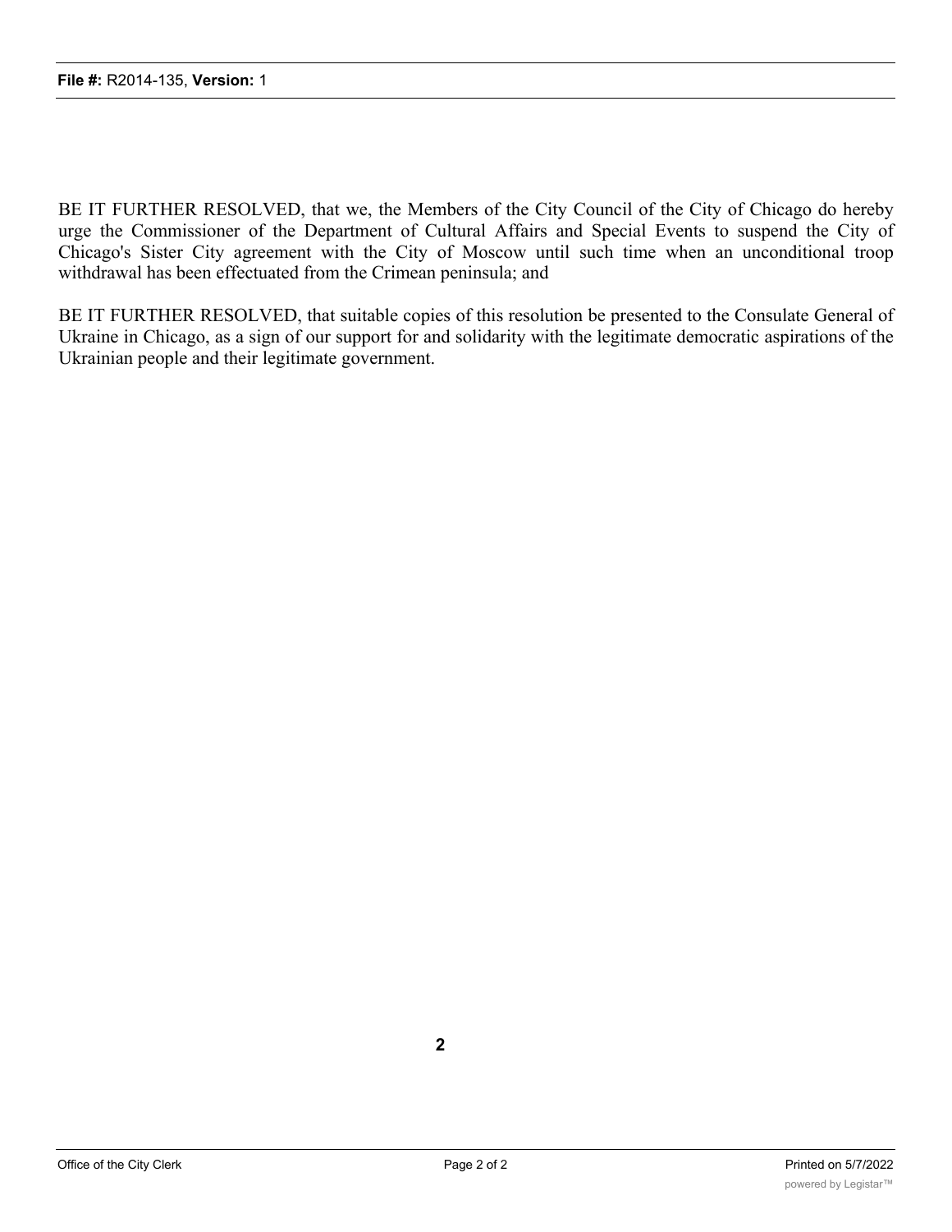BE IT FURTHER RESOLVED, that we, the Members of the City Council of the City of Chicago do hereby urge the Commissioner of the Department of Cultural Affairs and Special Events to suspend the City of Chicago's Sister City agreement with the City of Moscow until such time when an unconditional troop withdrawal has been effectuated from the Crimean peninsula; and

BE IT FURTHER RESOLVED, that suitable copies of this resolution be presented to the Consulate General of Ukraine in Chicago, as a sign of our support for and solidarity with the legitimate democratic aspirations of the Ukrainian people and their legitimate government.